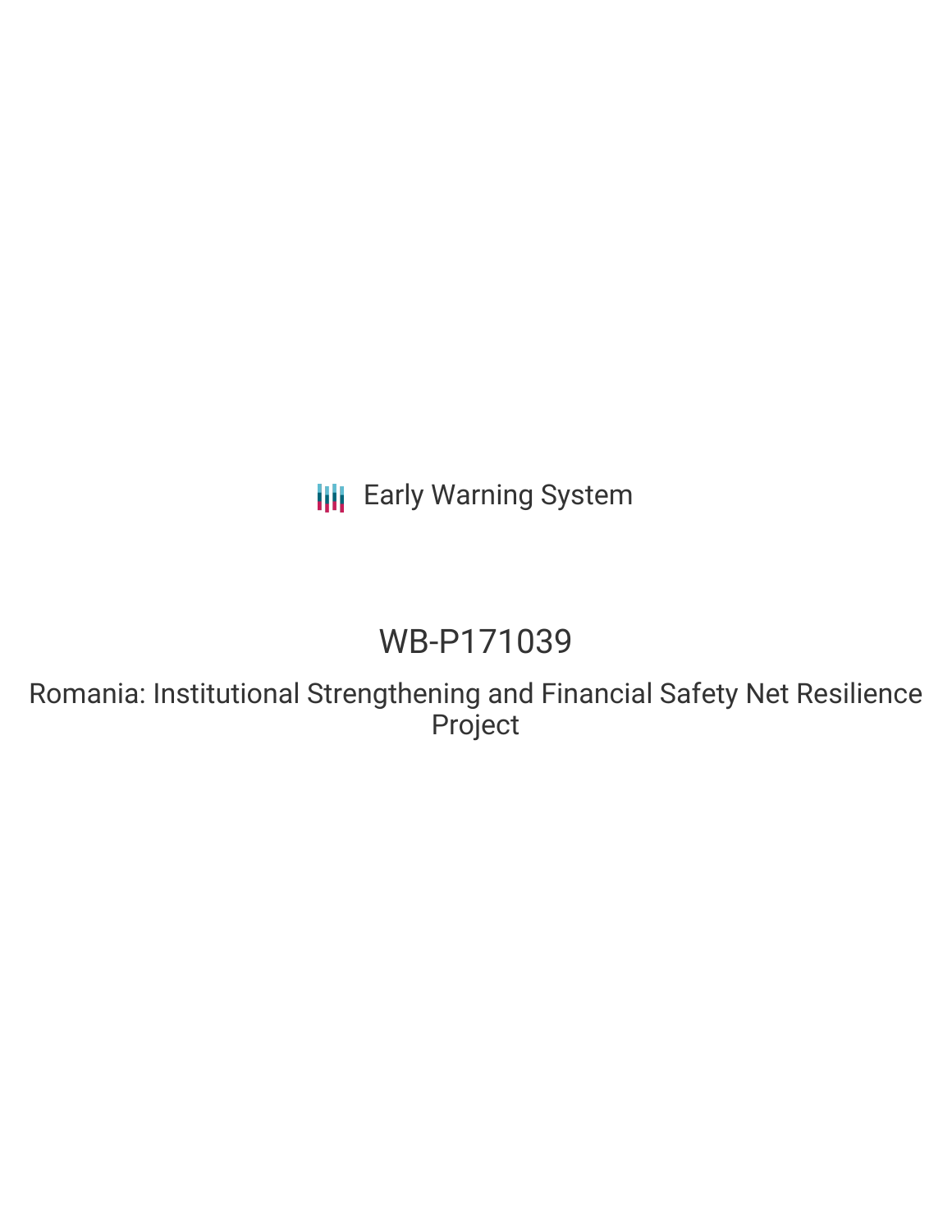Early Warning System

# WB-P171039

## Romania: Institutional Strengthening and Financial Safety Net Resilience Project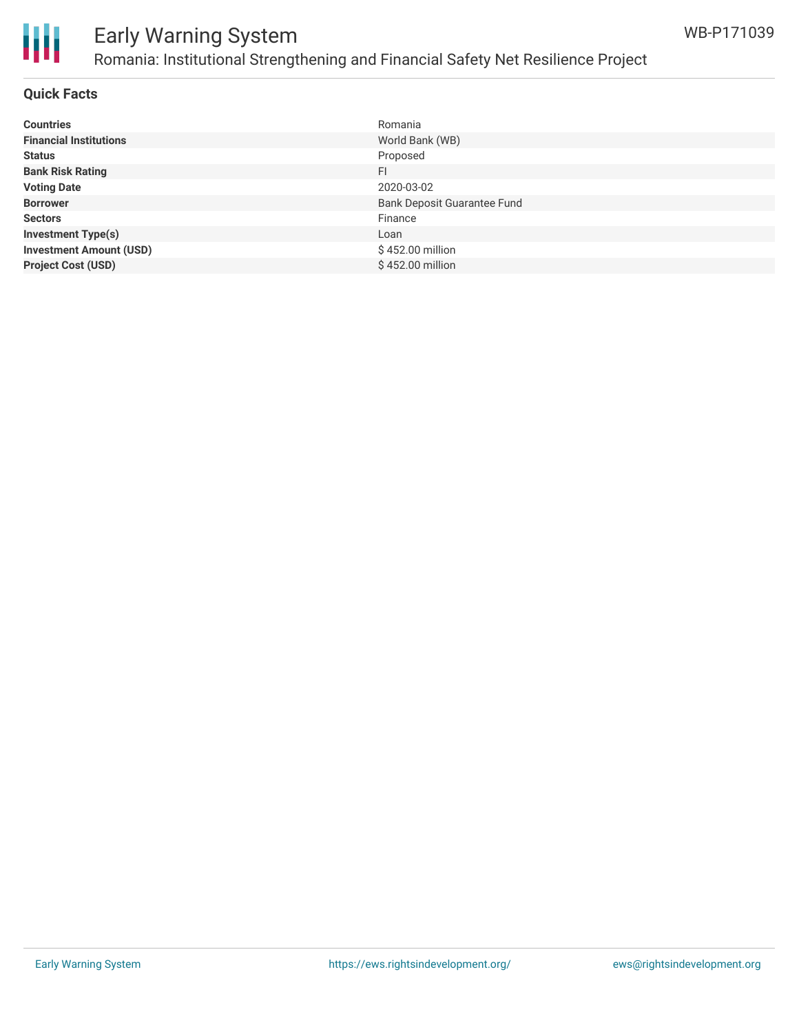## Quick Facts

| | |
|---|---|
| **Countries** | Romania |
| **Financial Institutions** | World Bank (WB) |
| **Status** | Proposed |
| **Bank Risk Rating** | FI |
| **Voting Date** | 2020-03-02 |
| **Borrower** | Bank Deposit Guarantee Fund |
| **Sectors** | Finance |
| **Investment Type(s)** | Loan |
| **Investment Amount (USD)** | $ 452.00 million |
| **Project Cost (USD)** | $ 452.00 million |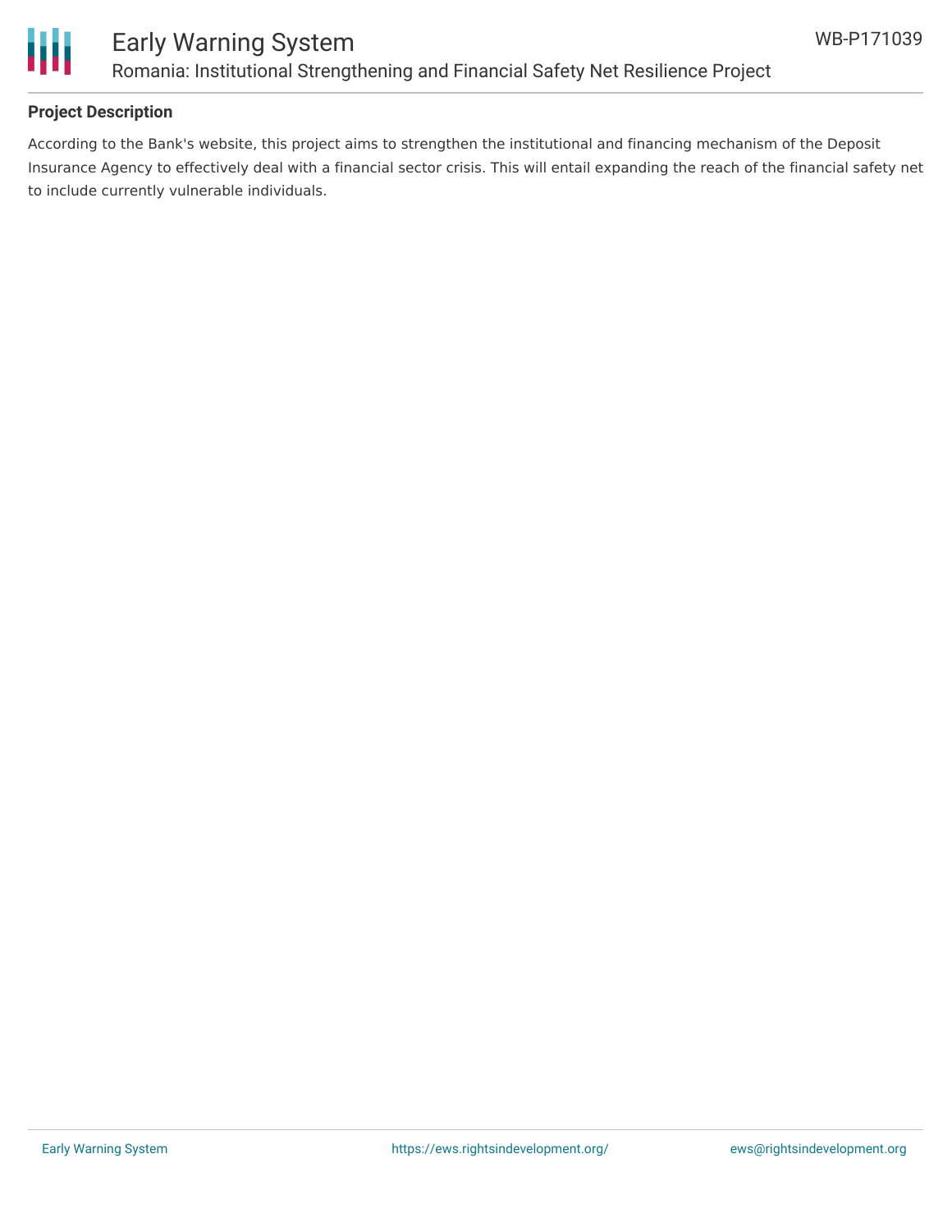**Project Description**

According to the Bank's website, this project aims to strengthen the institutional and financing mechanism of the Deposit Insurance Agency to effectively deal with a financial sector crisis. This will entail expanding the reach of the financial safety net to include currently vulnerable individuals.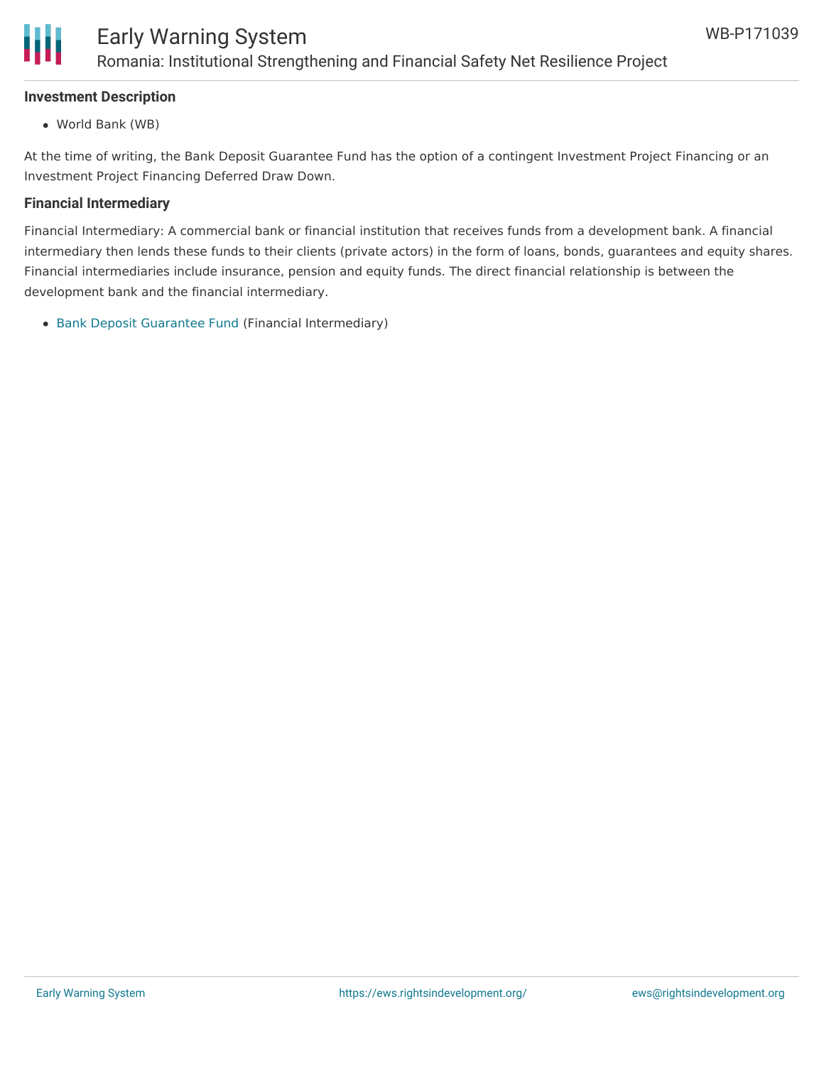## Investment Description

- World Bank (WB)

At the time of writing, the Bank Deposit Guarantee Fund has the option of a contingent Investment Project Financing or an Investment Project Financing Deferred Draw Down.

## Financial Intermediary

Financial Intermediary: A commercial bank or financial institution that receives funds from a development bank. A financial intermediary then lends these funds to their clients (private actors) in the form of loans, bonds, guarantees and equity shares. Financial intermediaries include insurance, pension and equity funds. The direct financial relationship is between the development bank and the financial intermediary.

- Bank Deposit Guarantee Fund (Financial Intermediary)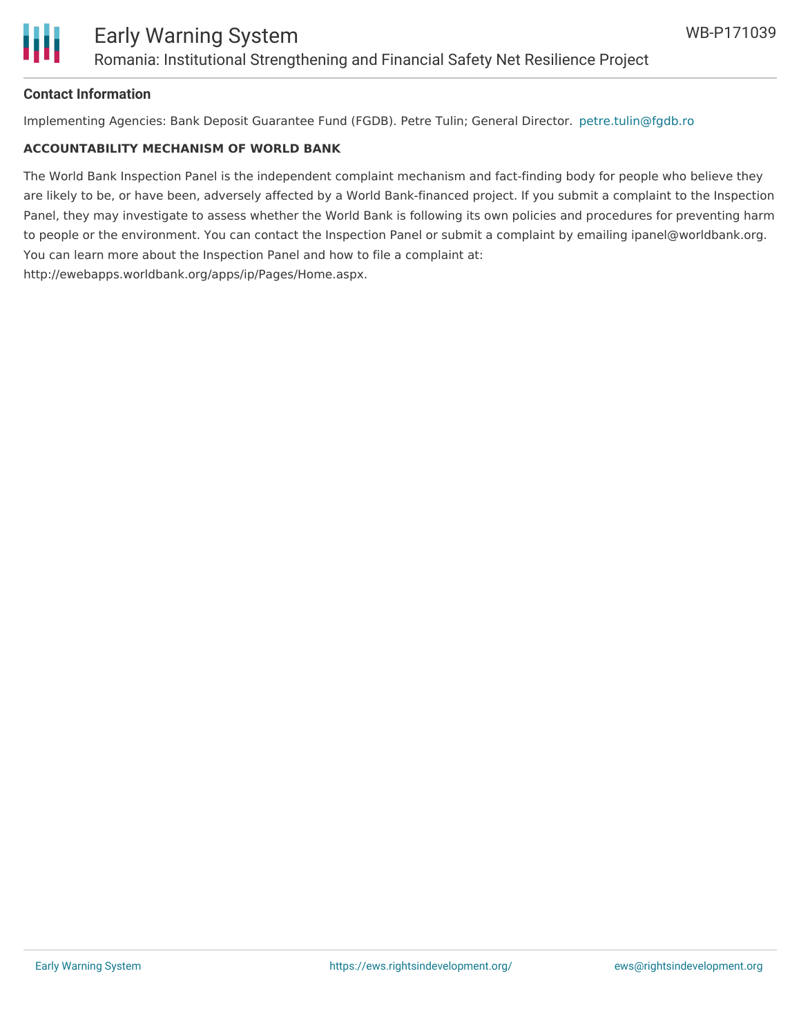## Contact Information

Implementing Agencies: Bank Deposit Guarantee Fund (FGDB). Petre Tulin; General Director. petre.tulin@fgdb.ro

### ACCOUNTABILITY MECHANISM OF WORLD BANK

The World Bank Inspection Panel is the independent complaint mechanism and fact-finding body for people who believe they are likely to be, or have been, adversely affected by a World Bank-financed project. If you submit a complaint to the Inspection Panel, they may investigate to assess whether the World Bank is following its own policies and procedures for preventing harm to people or the environment. You can contact the Inspection Panel or submit a complaint by emailing ipanel@worldbank.org. You can learn more about the Inspection Panel and how to file a complaint at: http://ewebapps.worldbank.org/apps/ip/Pages/Home.aspx.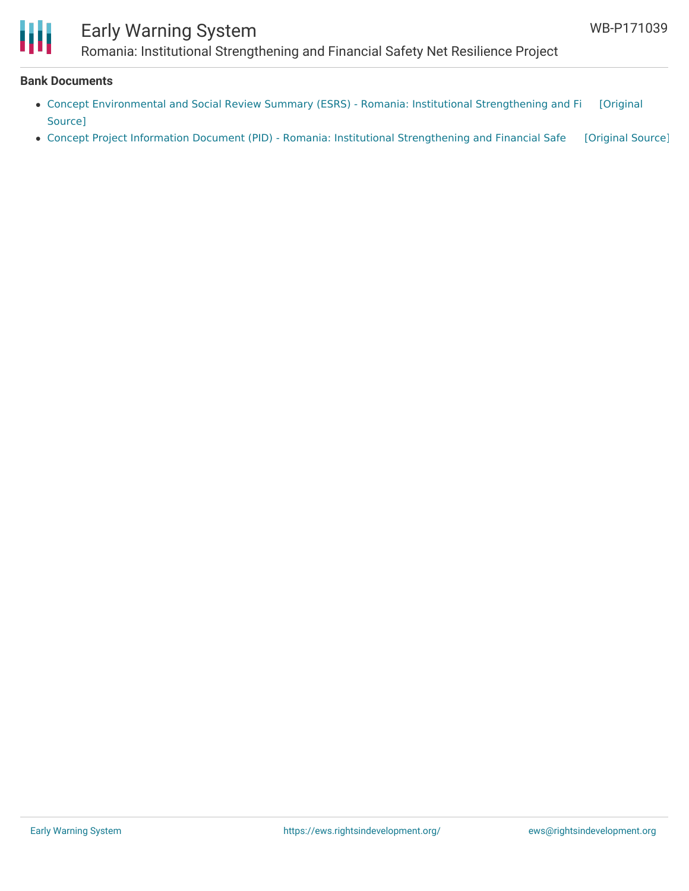### Bank Documents

- Concept Environmental and Social Review Summary (ESRS) - Romania: Institutional Strengthening and Fi [Original Source]
- Concept Project Information Document (PID) - Romania: Institutional Strengthening and Financial Safe [Original Source]